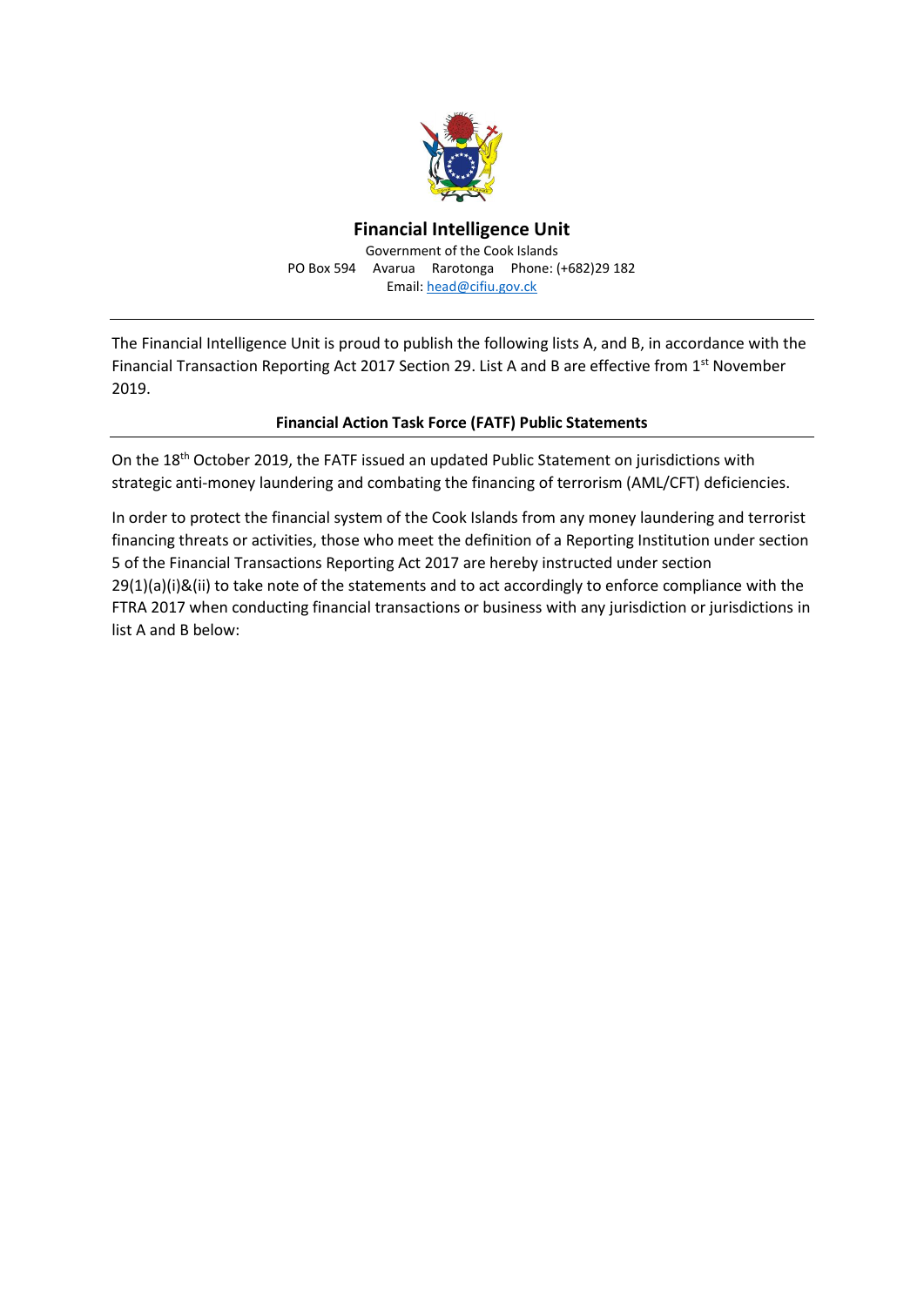# Financial Intelligence Unit

Government of the Cook Islands
PO Box 594 Avarua Rarotonga Phone: (+682)29 182
Email: head@cifiu.gov.ck

---

The Financial Intelligence Unit is proud to publish the following lists A, and B, in accordance with the Financial Transaction Reporting Act 2017 Section 29. List A and B are effective from 1st November 2019.

## Financial Action Task Force (FATF) Public Statements

On the 18th October 2019, the FATF issued an updated Public Statement on jurisdictions with strategic anti-money laundering and combating the financing of terrorism (AML/CFT) deficiencies.

In order to protect the financial system of the Cook Islands from any money laundering and terrorist financing threats or activities, those who meet the definition of a Reporting Institution under section 5 of the Financial Transactions Reporting Act 2017 are hereby instructed under section 29(1)(a)(i)&(ii) to take note of the statements and to act accordingly to enforce compliance with the FTRA 2017 when conducting financial transactions or business with any jurisdiction or jurisdictions in list A and B below: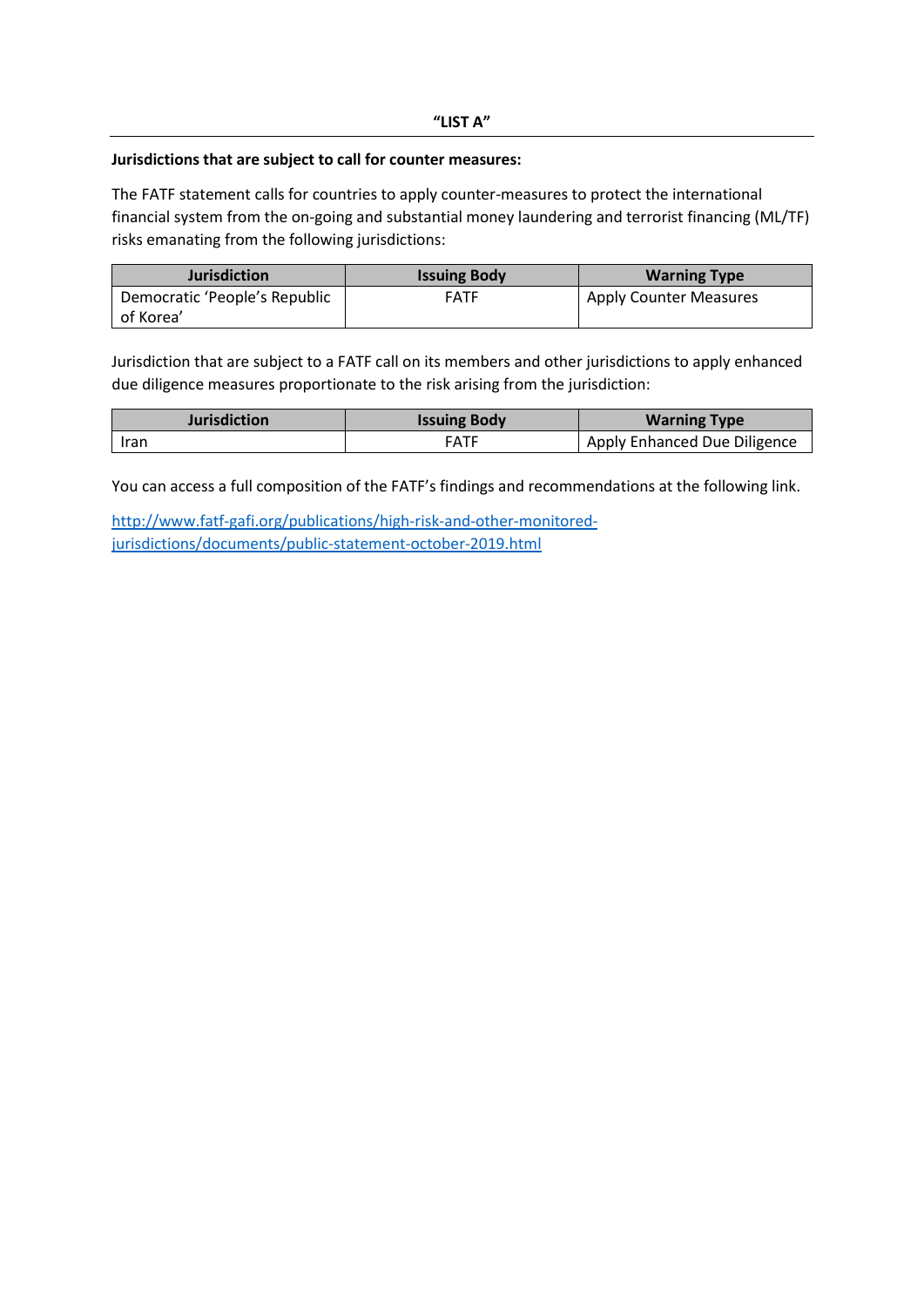# "LIST A"

**Jurisdictions that are subject to call for counter measures:**

The FATF statement calls for countries to apply counter-measures to protect the international financial system from the on-going and substantial money laundering and terrorist financing (ML/TF) risks emanating from the following jurisdictions:

| Jurisdiction | Issuing Body | Warning Type |
|---|---|---|
| Democratic 'People's Republic of Korea' | FATF | Apply Counter Measures |

Jurisdiction that are subject to a FATF call on its members and other jurisdictions to apply enhanced due diligence measures proportionate to the risk arising from the jurisdiction:

| Jurisdiction | Issuing Body | Warning Type |
|---|---|---|
| Iran | FATF | Apply Enhanced Due Diligence |

You can access a full composition of the FATF's findings and recommendations at the following link.

[http://www.fatf-gafi.org/publications/high-risk-and-other-monitored-jurisdictions/documents/public-statement-october-2019.html](http://www.fatf-gafi.org/publications/high-risk-and-other-monitored-jurisdictions/documents/public-statement-october-2019.html)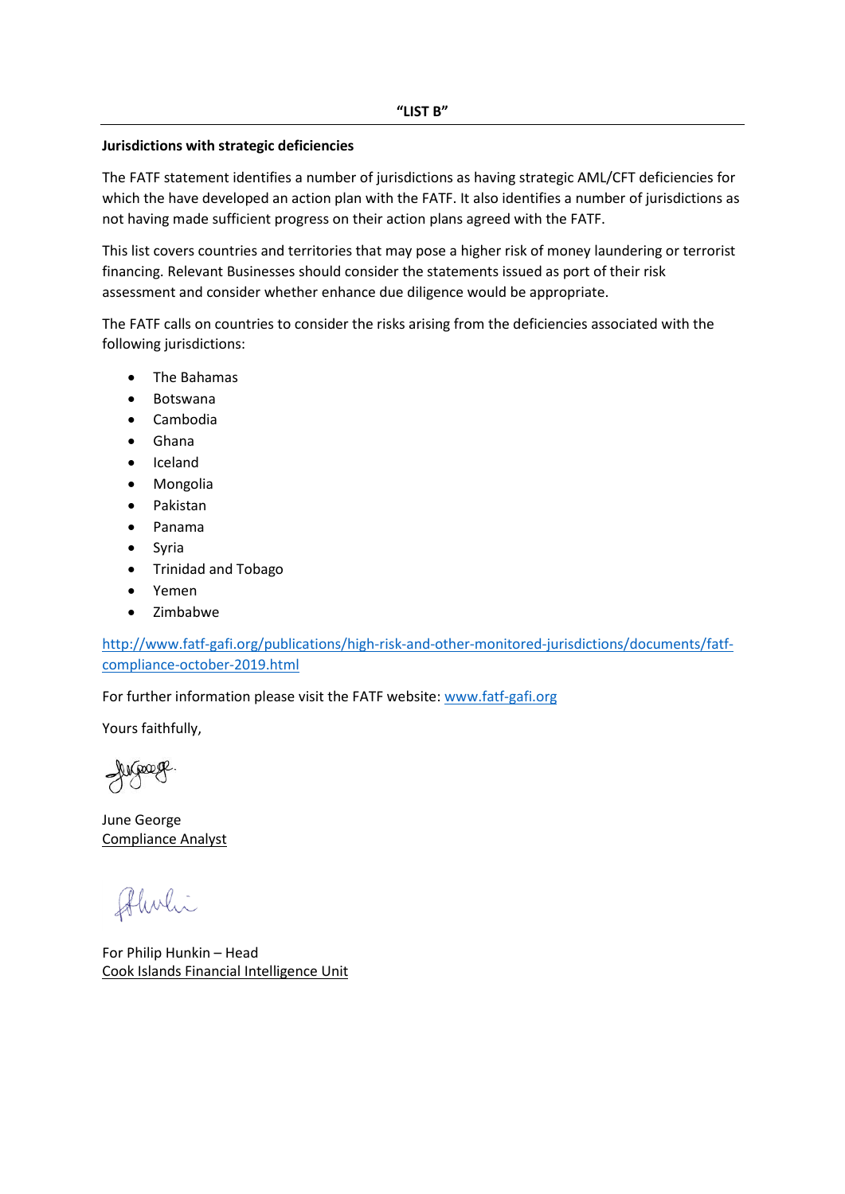**"LIST B"**

---

**Jurisdictions with strategic deficiencies**

The FATF statement identifies a number of jurisdictions as having strategic AML/CFT deficiencies for which the have developed an action plan with the FATF. It also identifies a number of jurisdictions as not having made sufficient progress on their action plans agreed with the FATF.

This list covers countries and territories that may pose a higher risk of money laundering or terrorist financing. Relevant Businesses should consider the statements issued as port of their risk assessment and consider whether enhance due diligence would be appropriate.

The FATF calls on countries to consider the risks arising from the deficiencies associated with the following jurisdictions:

- The Bahamas
- Botswana
- Cambodia
- Ghana
- Iceland
- Mongolia
- Pakistan
- Panama
- Syria
- Trinidad and Tobago
- Yemen
- Zimbabwe

http://www.fatf-gafi.org/publications/high-risk-and-other-monitored-jurisdictions/documents/fatf-compliance-october-2019.html

For further information please visit the FATF website: www.fatf-gafi.org

Yours faithfully,

June George
Compliance Analyst

For Philip Hunkin – Head
Cook Islands Financial Intelligence Unit